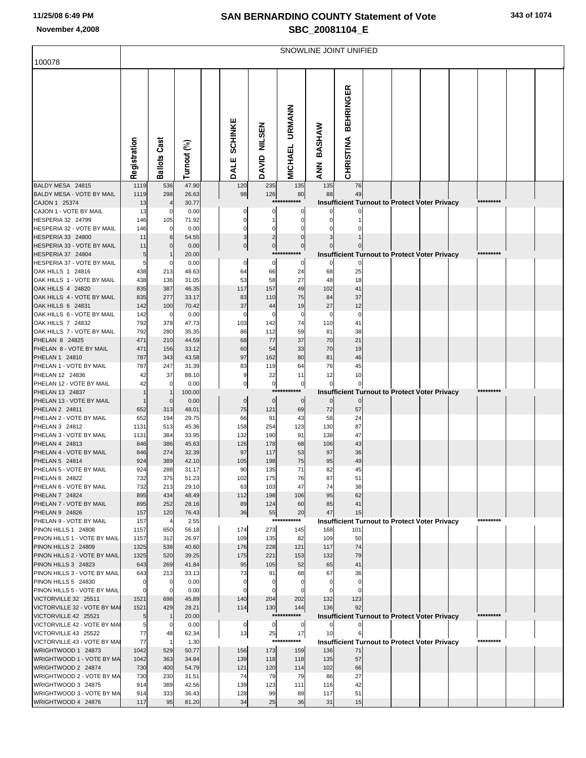# SAN BERNARDINO COUNTY Statement of Vote

## SBC_20081104_E

11/25/08 6:49 PM
November 4,2008

SNOWLINE JOINT UNIFIED

100078

| | Registration | Ballots Cast | Turnout (%) | DALE SCHINKE | DAVID NILSEN | MICHAEL URMANN | ANN BASHAW | CHRISTINA BEHRINGER |
|---|---|---|---|---|---|---|---|---|
| BALDY MESA 24815 | 1119 | 536 | 47.90 | 120 | 235 | 135 | 135 | 76 |
| BALDY MESA - VOTE BY MAIL | 1119 | 298 | 26.63 | 98 | 126 | 80 | 88 | 49 |
| CAJON 1 25374 | 13 | 4 | 30.77 | *********** Insufficient Turnout to Protect Voter Privacy ********* | | | | |
| CAJON 1 - VOTE BY MAIL | 13 | 0 | 0.00 | 0 | 0 | 0 | 0 | 0 |
| HESPERIA 32 24799 | 146 | 105 | 71.92 | 0 | 1 | 0 | 0 | 1 |
| HESPERIA 32 - VOTE BY MAIL | 146 | 0 | 0.00 | 0 | 0 | 0 | 0 | 0 |
| HESPERIA 33 24800 | 11 | 6 | 54.55 | 3 | 2 | 0 | 3 | 1 |
| HESPERIA 33 - VOTE BY MAIL | 11 | 0 | 0.00 | 0 | 0 | 0 | 0 | 0 |
| HESPERIA 37 24804 | 5 | 1 | 20.00 | *********** Insufficient Turnout to Protect Voter Privacy ********* | | | | |
| HESPERIA 37 - VOTE BY MAIL | 5 | 0 | 0.00 | 0 | 0 | 0 | 0 | 0 |
| OAK HILLS 1 24816 | 438 | 213 | 48.63 | 64 | 66 | 24 | 68 | 25 |
| OAK HILLS 1 - VOTE BY MAIL | 438 | 136 | 31.05 | 53 | 58 | 27 | 48 | 18 |
| OAK HILLS 4 24820 | 835 | 387 | 46.35 | 117 | 157 | 49 | 102 | 41 |
| OAK HILLS 4 - VOTE BY MAIL | 835 | 277 | 33.17 | 83 | 110 | 75 | 84 | 37 |
| OAK HILLS 6 24831 | 142 | 100 | 70.42 | 37 | 44 | 19 | 27 | 12 |
| OAK HILLS 6 - VOTE BY MAIL | 142 | 0 | 0.00 | 0 | 0 | 0 | 0 | 0 |
| OAK HILLS 7 24832 | 792 | 378 | 47.73 | 103 | 142 | 74 | 110 | 41 |
| OAK HILLS 7 - VOTE BY MAIL | 792 | 280 | 35.35 | 86 | 112 | 59 | 81 | 38 |
| PHELAN 8 24825 | 471 | 210 | 44.59 | 68 | 77 | 37 | 70 | 21 |
| PHELAN 8 - VOTE BY MAIL | 471 | 156 | 33.12 | 60 | 54 | 33 | 70 | 19 |
| PHELAN 1 24810 | 787 | 343 | 43.58 | 97 | 162 | 80 | 81 | 46 |
| PHELAN 1 - VOTE BY MAIL | 787 | 247 | 31.39 | 83 | 119 | 64 | 76 | 45 |
| PHELAN 12 24836 | 42 | 37 | 88.10 | 9 | 22 | 11 | 12 | 10 |
| PHELAN 12 - VOTE BY MAIL | 42 | 0 | 0.00 | 0 | 0 | 0 | 0 | 0 |
| PHELAN 13 24837 | 1 | 1 | 100.00 | *********** Insufficient Turnout to Protect Voter Privacy ********* | | | | |
| PHELAN 13 - VOTE BY MAIL | 1 | 0 | 0.00 | 0 | 0 | 0 | 0 | 0 |
| PHELAN 2 24811 | 652 | 313 | 48.01 | 75 | 121 | 69 | 72 | 57 |
| PHELAN 2 - VOTE BY MAIL | 652 | 194 | 29.75 | 66 | 91 | 43 | 58 | 24 |
| PHELAN 3 24812 | 1131 | 513 | 45.36 | 158 | 254 | 123 | 130 | 87 |
| PHELAN 3 - VOTE BY MAIL | 1131 | 384 | 33.95 | 132 | 190 | 91 | 138 | 47 |
| PHELAN 4 24813 | 846 | 386 | 45.63 | 126 | 178 | 68 | 106 | 43 |
| PHELAN 4 - VOTE BY MAIL | 846 | 274 | 32.39 | 97 | 117 | 53 | 97 | 36 |
| PHELAN 5 24814 | 924 | 389 | 42.10 | 105 | 198 | 75 | 95 | 49 |
| PHELAN 5 - VOTE BY MAIL | 924 | 288 | 31.17 | 90 | 135 | 71 | 82 | 45 |
| PHELAN 6 24822 | 732 | 375 | 51.23 | 102 | 175 | 76 | 87 | 51 |
| PHELAN 6 - VOTE BY MAIL | 732 | 213 | 29.10 | 63 | 103 | 47 | 74 | 38 |
| PHELAN 7 24824 | 895 | 434 | 48.49 | 112 | 198 | 106 | 95 | 62 |
| PHELAN 7 - VOTE BY MAIL | 895 | 252 | 28.16 | 89 | 124 | 60 | 85 | 41 |
| PHELAN 9 24826 | 157 | 120 | 76.43 | 36 | 55 | 20 | 47 | 15 |
| PHELAN 9 - VOTE BY MAIL | 157 | 4 | 2.55 | *********** Insufficient Turnout to Protect Voter Privacy ********* | | | | |
| PINON HILLS 1 24808 | 1157 | 650 | 56.18 | 174 | 273 | 145 | 168 | 101 |
| PINON HILLS 1 - VOTE BY MAIL | 1157 | 312 | 26.97 | 109 | 135 | 82 | 109 | 50 |
| PINON HILLS 2 24809 | 1325 | 538 | 40.60 | 176 | 228 | 121 | 117 | 74 |
| PINON HILLS 2 - VOTE BY MAIL | 1325 | 520 | 39.25 | 175 | 221 | 153 | 132 | 79 |
| PINON HILLS 3 24823 | 643 | 269 | 41.84 | 95 | 105 | 52 | 65 | 41 |
| PINON HILLS 3 - VOTE BY MAIL | 643 | 213 | 33.13 | 73 | 91 | 68 | 67 | 36 |
| PINON HILLS 5 24830 | 0 | 0 | 0.00 | 0 | 0 | 0 | 0 | 0 |
| PINON HILLS 5 - VOTE BY MAIL | 0 | 0 | 0.00 | 0 | 0 | 0 | 0 | 0 |
| VICTORVILLE 32 25511 | 1521 | 698 | 45.89 | 140 | 204 | 202 | 132 | 123 |
| VICTORVILLE 32 - VOTE BY MAIL | 1521 | 429 | 28.21 | 114 | 130 | 144 | 136 | 92 |
| VICTORVILLE 42 25521 | 5 | 1 | 20.00 | *********** Insufficient Turnout to Protect Voter Privacy ********* | | | | |
| VICTORVILLE 42 - VOTE BY MAIL | 5 | 0 | 0.00 | 0 | 0 | 0 | 0 | 0 |
| VICTORVILLE 43 25522 | 77 | 48 | 62.34 | 13 | 25 | 17 | 10 | 6 |
| VICTORVILLE 43 - VOTE BY MAIL | 77 | 1 | 1.30 | *********** Insufficient Turnout to Protect Voter Privacy ********* | | | | |
| WRIGHTWOOD 1 24873 | 1042 | 529 | 50.77 | 156 | 173 | 159 | 136 | 71 |
| WRIGHTWOOD 1 - VOTE BY MAIL | 1042 | 363 | 34.84 | 139 | 118 | 118 | 135 | 57 |
| WRIGHTWOOD 2 24874 | 730 | 400 | 54.79 | 121 | 120 | 114 | 102 | 66 |
| WRIGHTWOOD 2 - VOTE BY MAIL | 730 | 230 | 31.51 | 74 | 79 | 79 | 86 | 27 |
| WRIGHTWOOD 3 24875 | 914 | 389 | 42.56 | 139 | 123 | 111 | 116 | 42 |
| WRIGHTWOOD 3 - VOTE BY MAIL | 914 | 333 | 36.43 | 128 | 99 | 89 | 117 | 51 |
| WRIGHTWOOD 4 24876 | 117 | 95 | 81.20 | 34 | 25 | 36 | 31 | 15 |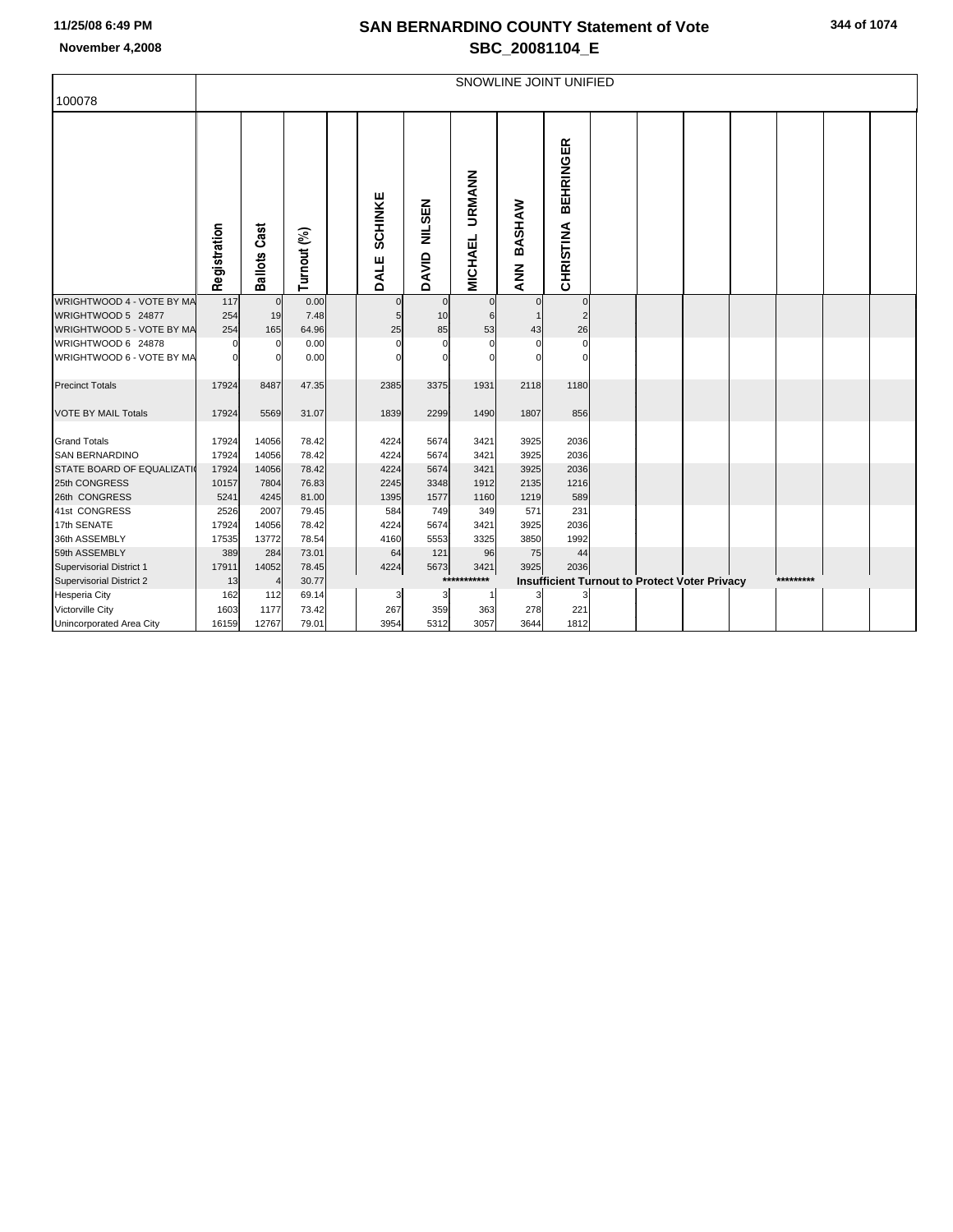## SAN BERNARDINO COUNTY Statement of Vote

## SBC_20081104_E

November 4,2008

| 100078 | SNOWLINE JOINT UNIFIED | | | | | | | | | | | | | | | | |
|---|---|---|---|---|---|---|---|---|---|---|---|---|---|---|---|---|---|
| | Registration | Ballots Cast | Turnout (%) | | DALE SCHINKE | DAVID NILSEN | MICHAEL URMANN | ANN BASHAW | CHRISTINA BEHRINGER | | | | | | | |
| WRIGHTWOOD 4 - VOTE BY MA | 117 | 0 | 0.00 | | 0 | 0 | 0 | 0 | 0 | | | | | | | |
| WRIGHTWOOD 5 24877 | 254 | 19 | 7.48 | | 5 | 10 | 6 | 1 | 2 | | | | | | | |
| WRIGHTWOOD 5 - VOTE BY MA | 254 | 165 | 64.96 | | 25 | 85 | 53 | 43 | 26 | | | | | | | |
| WRIGHTWOOD 6 24878 | 0 | 0 | 0.00 | | 0 | 0 | 0 | 0 | 0 | | | | | | | |
| WRIGHTWOOD 6 - VOTE BY MA | 0 | 0 | 0.00 | | 0 | 0 | 0 | 0 | 0 | | | | | | | |
| Precinct Totals | 17924 | 8487 | 47.35 | | 2385 | 3375 | 1931 | 2118 | 1180 | | | | | | | |
| VOTE BY MAIL Totals | 17924 | 5569 | 31.07 | | 1839 | 2299 | 1490 | 1807 | 856 | | | | | | | |
| Grand Totals | 17924 | 14056 | 78.42 | | 4224 | 5674 | 3421 | 3925 | 2036 | | | | | | | |
| SAN BERNARDINO | 17924 | 14056 | 78.42 | | 4224 | 5674 | 3421 | 3925 | 2036 | | | | | | | |
| STATE BOARD OF EQUALIZATI | 17924 | 14056 | 78.42 | | 4224 | 5674 | 3421 | 3925 | 2036 | | | | | | | |
| 25th CONGRESS | 10157 | 7804 | 76.83 | | 2245 | 3348 | 1912 | 2135 | 1216 | | | | | | | |
| 26th CONGRESS | 5241 | 4245 | 81.00 | | 1395 | 1577 | 1160 | 1219 | 589 | | | | | | | |
| 41st CONGRESS | 2526 | 2007 | 79.45 | | 584 | 749 | 349 | 571 | 231 | | | | | | | |
| 17th SENATE | 17924 | 14056 | 78.42 | | 4224 | 5674 | 3421 | 3925 | 2036 | | | | | | | |
| 36th ASSEMBLY | 17535 | 13772 | 78.54 | | 4160 | 5553 | 3325 | 3850 | 1992 | | | | | | | |
| 59th ASSEMBLY | 389 | 284 | 73.01 | | 64 | 121 | 96 | 75 | 44 | | | | | | | |
| Supervisorial District 1 | 17911 | 14052 | 78.45 | | 4224 | 5673 | 3421 | 3925 | 2036 | | | | | | | |
| Supervisorial District 2 | 13 | 4 | 30.77 | | | | *********** | | Insufficient Turnout to Protect Voter Privacy | | | | | ********* | | |
| Hesperia City | 162 | 112 | 69.14 | | 3 | 3 | 1 | 3 | 3 | | | | | | | |
| Victorville City | 1603 | 1177 | 73.42 | | 267 | 359 | 363 | 278 | 221 | | | | | | | |
| Unincorporated Area City | 16159 | 12767 | 79.01 | | 3954 | 5312 | 3057 | 3644 | 1812 | | | | | | | |